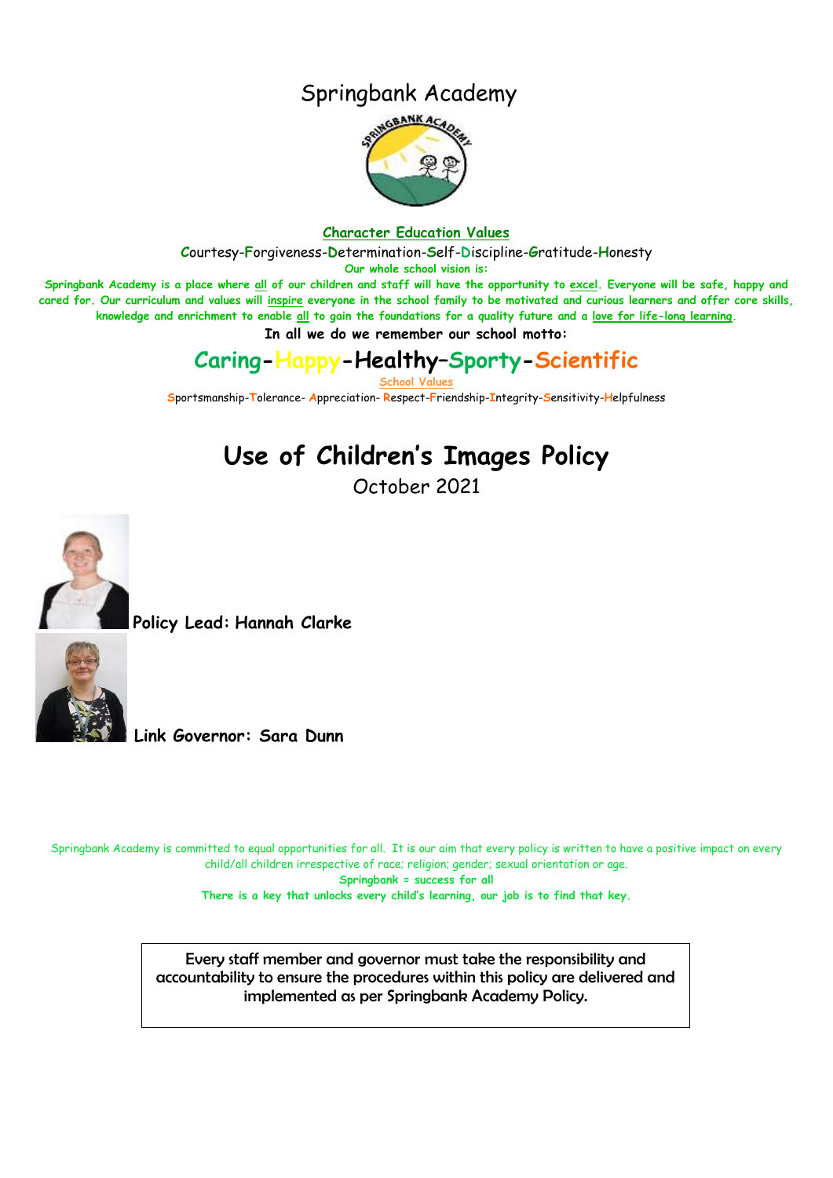# Springbank Academy

**Character Education Values**

Courtesy-Forgiveness-Determination-Self-Discipline-Gratitude-Honesty

**Our whole school vision is:**

**Springbank Academy is a place where all of our children and staff will have the opportunity to excel. Everyone will be safe, happy and cared for. Our curriculum and values will inspire everyone in the school family to be motivated and curious learners and offer core skills, knowledge and enrichment to enable all to gain the foundations for a quality future and a love for life-long learning.**

**In all we do we remember our school motto:**

## Caring-Happy-Healthy–Sporty-Scientific

**School Values**

Sportsmanship-Tolerance- Appreciation- Respect-Friendship-Integrity-Sensitivity-Helpfulness

# Use of Children's Images Policy

October 2021

**Policy Lead: Hannah Clarke**

**Link Governor: Sara Dunn**

Springbank Academy is committed to equal opportunities for all. It is our aim that every policy is written to have a positive impact on every child/all children irrespective of race; religion; gender; sexual orientation or age.

**Springbank = success for all**

**There is a key that unlocks every child's learning, our job is to find that key.**

Every staff member and governor must take the responsibility and accountability to ensure the procedures within this policy are delivered and implemented as per Springbank Academy Policy.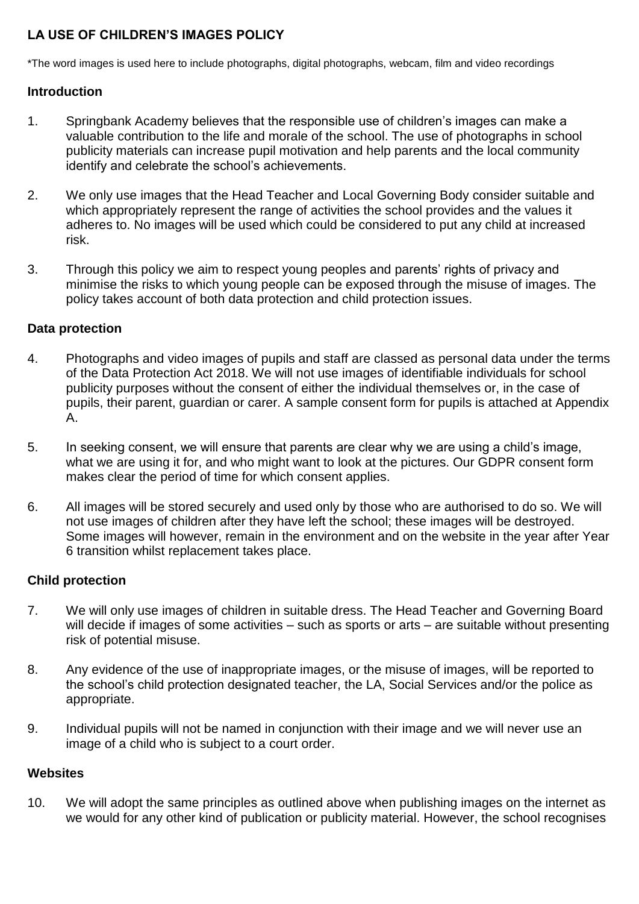## LA USE OF CHILDREN'S IMAGES POLICY

*The word images is used here to include photographs, digital photographs, webcam, film and video recordings

### Introduction

1. Springbank Academy believes that the responsible use of children's images can make a valuable contribution to the life and morale of the school. The use of photographs in school publicity materials can increase pupil motivation and help parents and the local community identify and celebrate the school's achievements.

2. We only use images that the Head Teacher and Local Governing Body consider suitable and which appropriately represent the range of activities the school provides and the values it adheres to. No images will be used which could be considered to put any child at increased risk.

3. Through this policy we aim to respect young peoples and parents' rights of privacy and minimise the risks to which young people can be exposed through the misuse of images. The policy takes account of both data protection and child protection issues.

### Data protection

4. Photographs and video images of pupils and staff are classed as personal data under the terms of the Data Protection Act 2018. We will not use images of identifiable individuals for school publicity purposes without the consent of either the individual themselves or, in the case of pupils, their parent, guardian or carer. A sample consent form for pupils is attached at Appendix A.

5. In seeking consent, we will ensure that parents are clear why we are using a child's image, what we are using it for, and who might want to look at the pictures. Our GDPR consent form makes clear the period of time for which consent applies.

6. All images will be stored securely and used only by those who are authorised to do so. We will not use images of children after they have left the school; these images will be destroyed. Some images will however, remain in the environment and on the website in the year after Year 6 transition whilst replacement takes place.

### Child protection

7. We will only use images of children in suitable dress. The Head Teacher and Governing Board will decide if images of some activities – such as sports or arts – are suitable without presenting risk of potential misuse.

8. Any evidence of the use of inappropriate images, or the misuse of images, will be reported to the school's child protection designated teacher, the LA, Social Services and/or the police as appropriate.

9. Individual pupils will not be named in conjunction with their image and we will never use an image of a child who is subject to a court order.

### Websites

10. We will adopt the same principles as outlined above when publishing images on the internet as we would for any other kind of publication or publicity material. However, the school recognises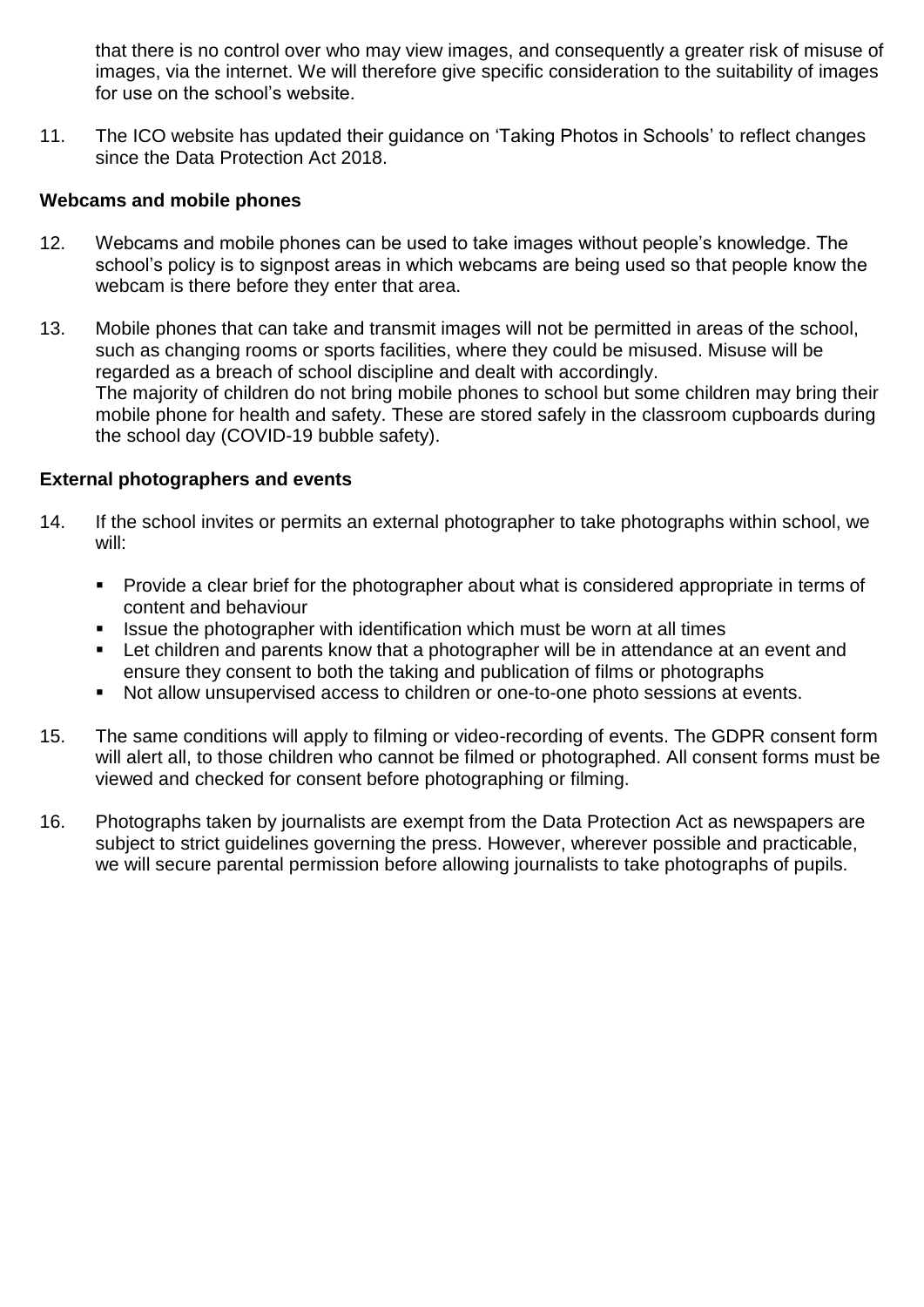that there is no control over who may view images, and consequently a greater risk of misuse of images, via the internet. We will therefore give specific consideration to the suitability of images for use on the school's website.

11. The ICO website has updated their guidance on 'Taking Photos in Schools' to reflect changes since the Data Protection Act 2018.

**Webcams and mobile phones**

12. Webcams and mobile phones can be used to take images without people's knowledge. The school's policy is to signpost areas in which webcams are being used so that people know the webcam is there before they enter that area.

13. Mobile phones that can take and transmit images will not be permitted in areas of the school, such as changing rooms or sports facilities, where they could be misused. Misuse will be regarded as a breach of school discipline and dealt with accordingly.
The majority of children do not bring mobile phones to school but some children may bring their mobile phone for health and safety. These are stored safely in the classroom cupboards during the school day (COVID-19 bubble safety).

**External photographers and events**

14. If the school invites or permits an external photographer to take photographs within school, we will:

    - Provide a clear brief for the photographer about what is considered appropriate in terms of content and behaviour
    - Issue the photographer with identification which must be worn at all times
    - Let children and parents know that a photographer will be in attendance at an event and ensure they consent to both the taking and publication of films or photographs
    - Not allow unsupervised access to children or one-to-one photo sessions at events.

15. The same conditions will apply to filming or video-recording of events. The GDPR consent form will alert all, to those children who cannot be filmed or photographed. All consent forms must be viewed and checked for consent before photographing or filming.

16. Photographs taken by journalists are exempt from the Data Protection Act as newspapers are subject to strict guidelines governing the press. However, wherever possible and practicable, we will secure parental permission before allowing journalists to take photographs of pupils.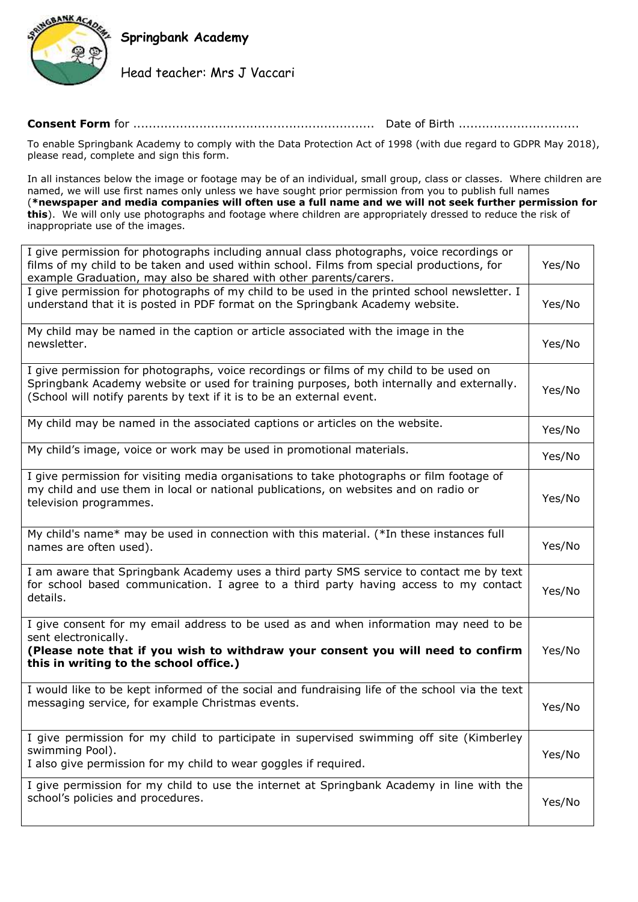**Springbank Academy**

Head teacher: Mrs J Vaccari

**Consent Form** for ............................................................. Date of Birth ..............................

To enable Springbank Academy to comply with the Data Protection Act of 1998 (with due regard to GDPR May 2018), please read, complete and sign this form.

In all instances below the image or footage may be of an individual, small group, class or classes. Where children are named, we will use first names only unless we have sought prior permission from you to publish full names (**\*newspaper and media companies will often use a full name and we will not seek further permission for this**). We will only use photographs and footage where children are appropriately dressed to reduce the risk of inappropriate use of the images.

| | |
|---|---|
| I give permission for photographs including annual class photographs, voice recordings or films of my child to be taken and used within school. Films from special productions, for example Graduation, may also be shared with other parents/carers. | Yes/No |
| I give permission for photographs of my child to be used in the printed school newsletter. I understand that it is posted in PDF format on the Springbank Academy website. | Yes/No |
| My child may be named in the caption or article associated with the image in the newsletter. | Yes/No |
| I give permission for photographs, voice recordings or films of my child to be used on Springbank Academy website or used for training purposes, both internally and externally. (School will notify parents by text if it is to be an external event. | Yes/No |
| My child may be named in the associated captions or articles on the website. | Yes/No |
| My child's image, voice or work may be used in promotional materials. | Yes/No |
| I give permission for visiting media organisations to take photographs or film footage of my child and use them in local or national publications, on websites and on radio or television programmes. | Yes/No |
| My child's name* may be used in connection with this material. (*In these instances full names are often used). | Yes/No |
| I am aware that Springbank Academy uses a third party SMS service to contact me by text for school based communication. I agree to a third party having access to my contact details. | Yes/No |
| I give consent for my email address to be used as and when information may need to be sent electronically. **(Please note that if you wish to withdraw your consent you will need to confirm this in writing to the school office.)** | Yes/No |
| I would like to be kept informed of the social and fundraising life of the school via the text messaging service, for example Christmas events. | Yes/No |
| I give permission for my child to participate in supervised swimming off site (Kimberley swimming Pool). I also give permission for my child to wear goggles if required. | Yes/No |
| I give permission for my child to use the internet at Springbank Academy in line with the school's policies and procedures. | Yes/No |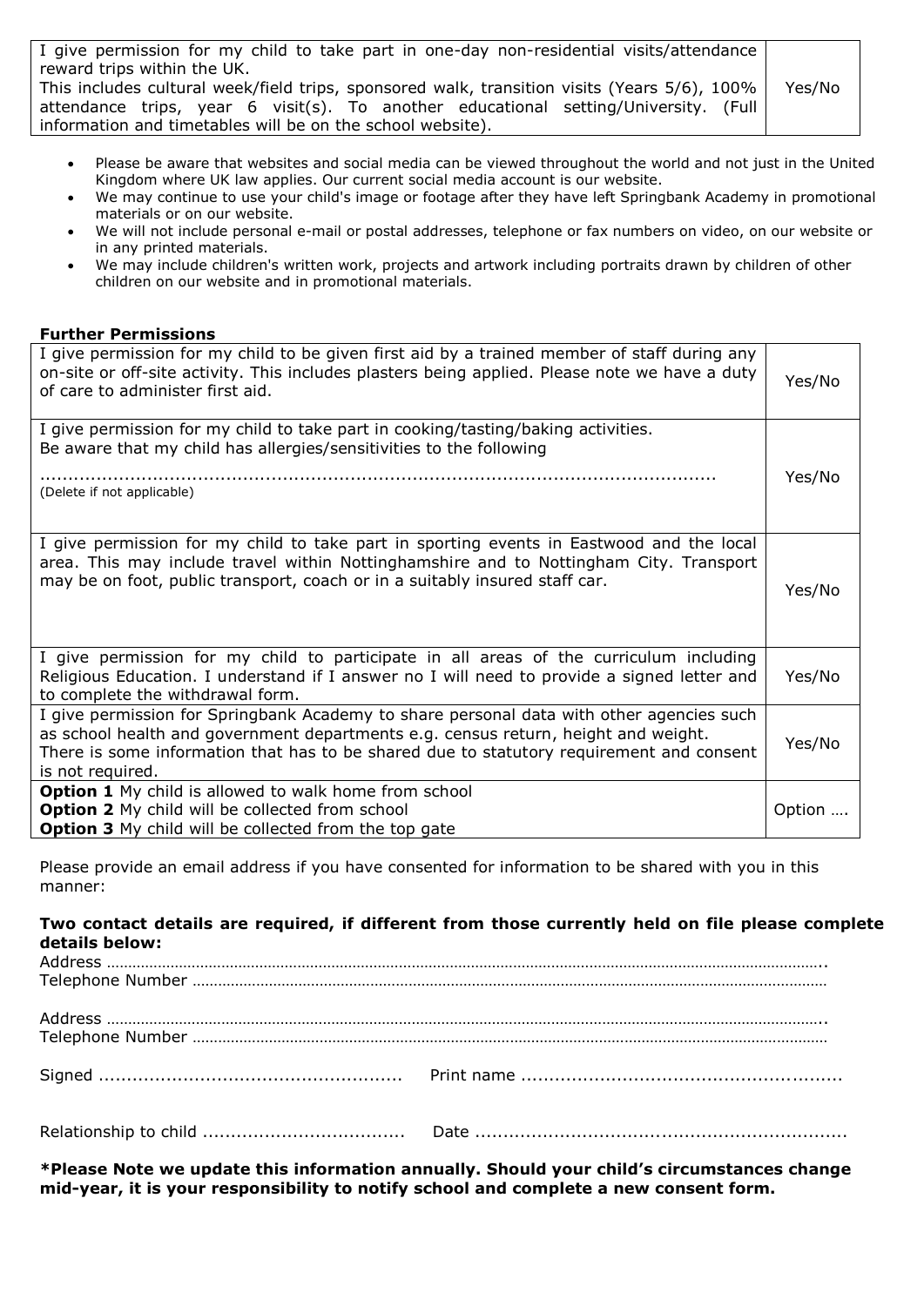| | |
|---|---|
| I give permission for my child to take part in one-day non-residential visits/attendance reward trips within the UK.<br>This includes cultural week/field trips, sponsored walk, transition visits (Years 5/6), 100% attendance trips, year 6 visit(s). To another educational setting/University. (Full information and timetables will be on the school website). | Yes/No |

- Please be aware that websites and social media can be viewed throughout the world and not just in the United Kingdom where UK law applies. Our current social media account is our website.
- We may continue to use your child's image or footage after they have left Springbank Academy in promotional materials or on our website.
- We will not include personal e-mail or postal addresses, telephone or fax numbers on video, on our website or in any printed materials.
- We may include children's written work, projects and artwork including portraits drawn by children of other children on our website and in promotional materials.

**Further Permissions**

| | |
|---|---|
| I give permission for my child to be given first aid by a trained member of staff during any on-site or off-site activity. This includes plasters being applied. Please note we have a duty of care to administer first aid. | Yes/No |
| I give permission for my child to take part in cooking/tasting/baking activities.<br>Be aware that my child has allergies/sensitivities to the following<br>........................................................................................................<br>(Delete if not applicable) | Yes/No |
| I give permission for my child to take part in sporting events in Eastwood and the local area. This may include travel within Nottinghamshire and to Nottingham City. Transport may be on foot, public transport, coach or in a suitably insured staff car. | Yes/No |
| I give permission for my child to participate in all areas of the curriculum including Religious Education. I understand if I answer no I will need to provide a signed letter and to complete the withdrawal form. | Yes/No |
| I give permission for Springbank Academy to share personal data with other agencies such as school health and government departments e.g. census return, height and weight. There is some information that has to be shared due to statutory requirement and consent is not required. | Yes/No |
| **Option 1** My child is allowed to walk home from school<br>**Option 2** My child will be collected from school<br>**Option 3** My child will be collected from the top gate | Option …. |

Please provide an email address if you have consented for information to be shared with you in this manner:

**Two contact details are required, if different from those currently held on file please complete details below:**

Address ……………………………………………………………………………………………………………………………………………..
Telephone Number ……………………………………………………………………………………………………………………………

Address ……………………………………………………………………………………………………………………………………………..
Telephone Number ……………………………………………………………………………………………………………………………

Signed ..................................................... Print name .......................................................

Relationship to child .................................... Date ..................................................................

**\*Please Note we update this information annually. Should your child's circumstances change mid-year, it is your responsibility to notify school and complete a new consent form.**